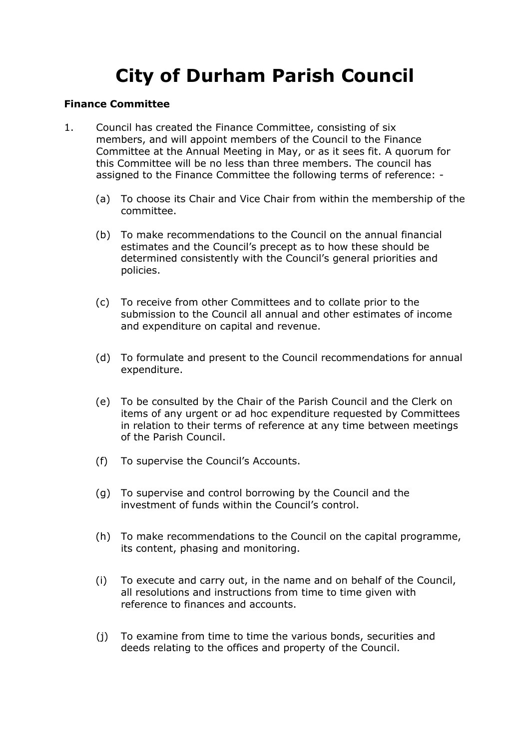# City of Durham Parish Council

**Finance Committee**

1. Council has created the Finance Committee, consisting of six members, and will appoint members of the Council to the Finance Committee at the Annual Meeting in May, or as it sees fit. A quorum for this Committee will be no less than three members. The council has assigned to the Finance Committee the following terms of reference: -

   (a) To choose its Chair and Vice Chair from within the membership of the committee.

   (b) To make recommendations to the Council on the annual financial estimates and the Council's precept as to how these should be determined consistently with the Council's general priorities and policies.

   (c) To receive from other Committees and to collate prior to the submission to the Council all annual and other estimates of income and expenditure on capital and revenue.

   (d) To formulate and present to the Council recommendations for annual expenditure.

   (e) To be consulted by the Chair of the Parish Council and the Clerk on items of any urgent or ad hoc expenditure requested by Committees in relation to their terms of reference at any time between meetings of the Parish Council.

   (f) To supervise the Council's Accounts.

   (g) To supervise and control borrowing by the Council and the investment of funds within the Council's control.

   (h) To make recommendations to the Council on the capital programme, its content, phasing and monitoring.

   (i) To execute and carry out, in the name and on behalf of the Council, all resolutions and instructions from time to time given with reference to finances and accounts.

   (j) To examine from time to time the various bonds, securities and deeds relating to the offices and property of the Council.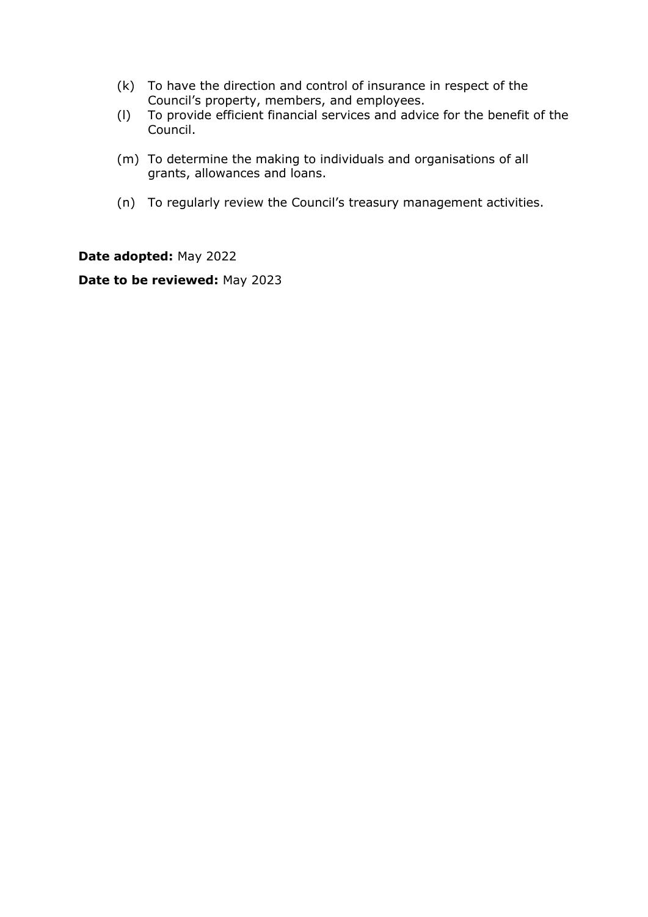(k) To have the direction and control of insurance in respect of the Council's property, members, and employees.

(l) To provide efficient financial services and advice for the benefit of the Council.

(m) To determine the making to individuals and organisations of all grants, allowances and loans.

(n) To regularly review the Council's treasury management activities.

**Date adopted:** May 2022

**Date to be reviewed:** May 2023